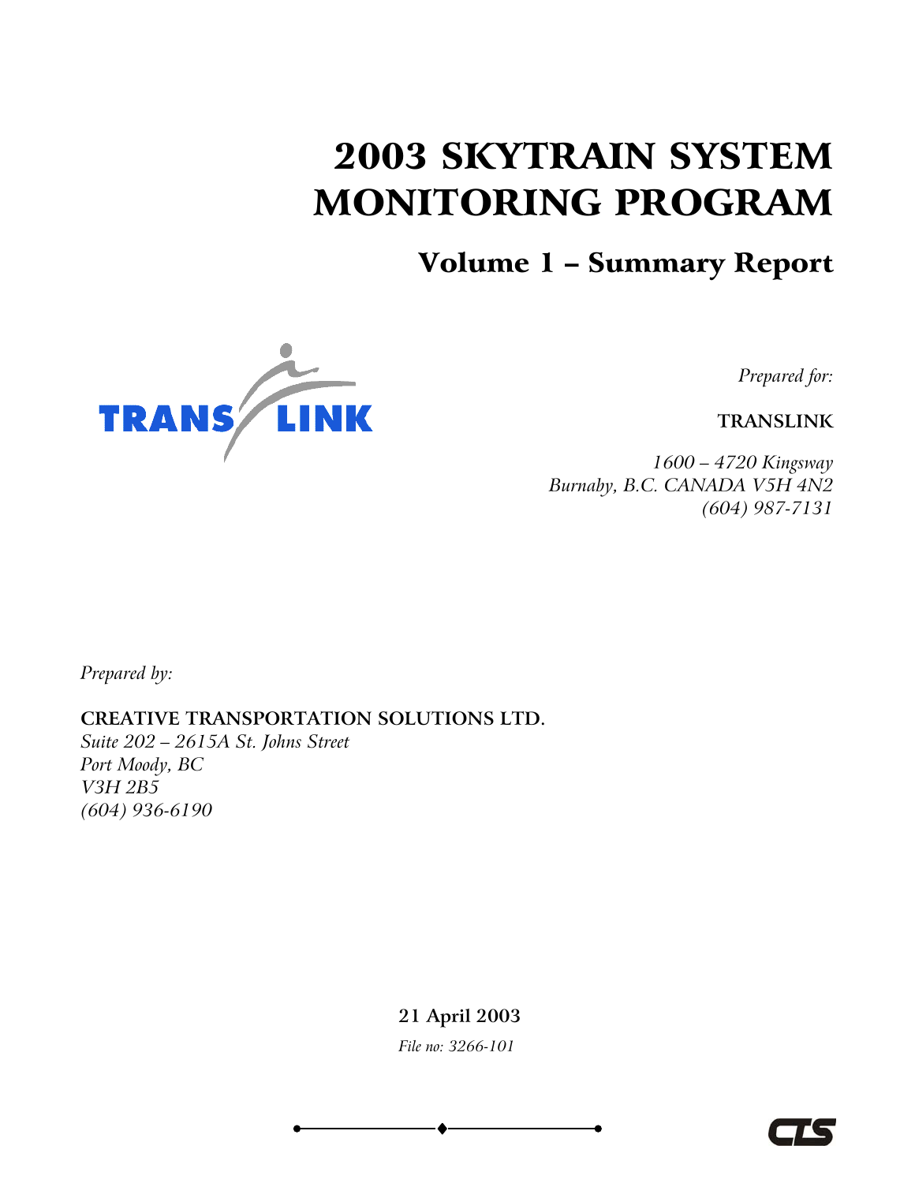# 2003 SKYTRAIN SYSTEM MONITORING PROGRAM

## Volume 1 – Summary Report

*Prepared for:*

**TRANSLINK**

*1600 – 4720 Kingsway*
*Burnaby, B.C. CANADA V5H 4N2*
*(604) 987-7131*

*Prepared by:*

**CREATIVE TRANSPORTATION SOLUTIONS LTD.**
*Suite 202 – 2615A St. Johns Street*
*Port Moody, BC*
*V3H 2B5*
*(604) 936-6190*

**21 April 2003**

*File no: 3266-101*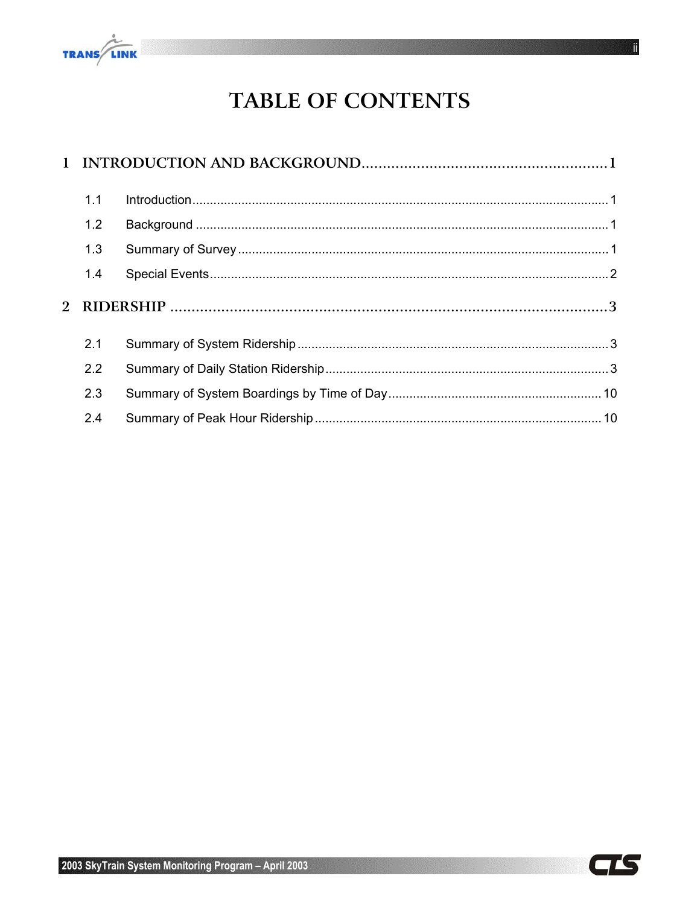# TABLE OF CONTENTS

**1 INTRODUCTION AND BACKGROUND** .......... 1

- 1.1 Introduction .......... 1
- 1.2 Background .......... 1
- 1.3 Summary of Survey .......... 1
- 1.4 Special Events .......... 2

**2 RIDERSHIP** .......... 3

- 2.1 Summary of System Ridership .......... 3
- 2.2 Summary of Daily Station Ridership .......... 3
- 2.3 Summary of System Boardings by Time of Day .......... 10
- 2.4 Summary of Peak Hour Ridership .......... 10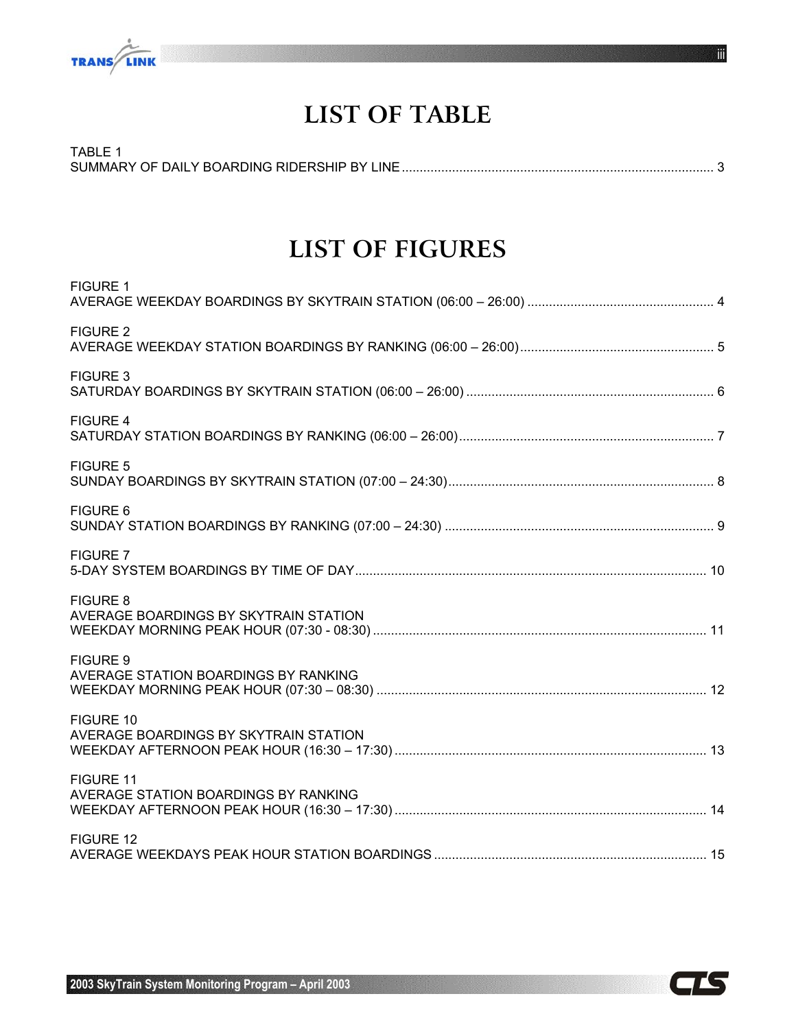# LIST OF TABLE

TABLE 1
SUMMARY OF DAILY BOARDING RIDERSHIP BY LINE ........................................ 3

# LIST OF FIGURES

FIGURE 1
AVERAGE WEEKDAY BOARDINGS BY SKYTRAIN STATION (06:00 – 26:00) ........................................ 4

FIGURE 2
AVERAGE WEEKDAY STATION BOARDINGS BY RANKING (06:00 – 26:00) ........................................ 5

FIGURE 3
SATURDAY BOARDINGS BY SKYTRAIN STATION (06:00 – 26:00) ........................................ 6

FIGURE 4
SATURDAY STATION BOARDINGS BY RANKING (06:00 – 26:00) ........................................ 7

FIGURE 5
SUNDAY BOARDINGS BY SKYTRAIN STATION (07:00 – 24:30) ........................................ 8

FIGURE 6
SUNDAY STATION BOARDINGS BY RANKING (07:00 – 24:30) ........................................ 9

FIGURE 7
5-DAY SYSTEM BOARDINGS BY TIME OF DAY ........................................ 10

FIGURE 8
AVERAGE BOARDINGS BY SKYTRAIN STATION
WEEKDAY MORNING PEAK HOUR (07:30 - 08:30) ........................................ 11

FIGURE 9
AVERAGE STATION BOARDINGS BY RANKING
WEEKDAY MORNING PEAK HOUR (07:30 – 08:30) ........................................ 12

FIGURE 10
AVERAGE BOARDINGS BY SKYTRAIN STATION
WEEKDAY AFTERNOON PEAK HOUR (16:30 – 17:30) ........................................ 13

FIGURE 11
AVERAGE STATION BOARDINGS BY RANKING
WEEKDAY AFTERNOON PEAK HOUR (16:30 – 17:30) ........................................ 14

FIGURE 12
AVERAGE WEEKDAYS PEAK HOUR STATION BOARDINGS ........................................ 15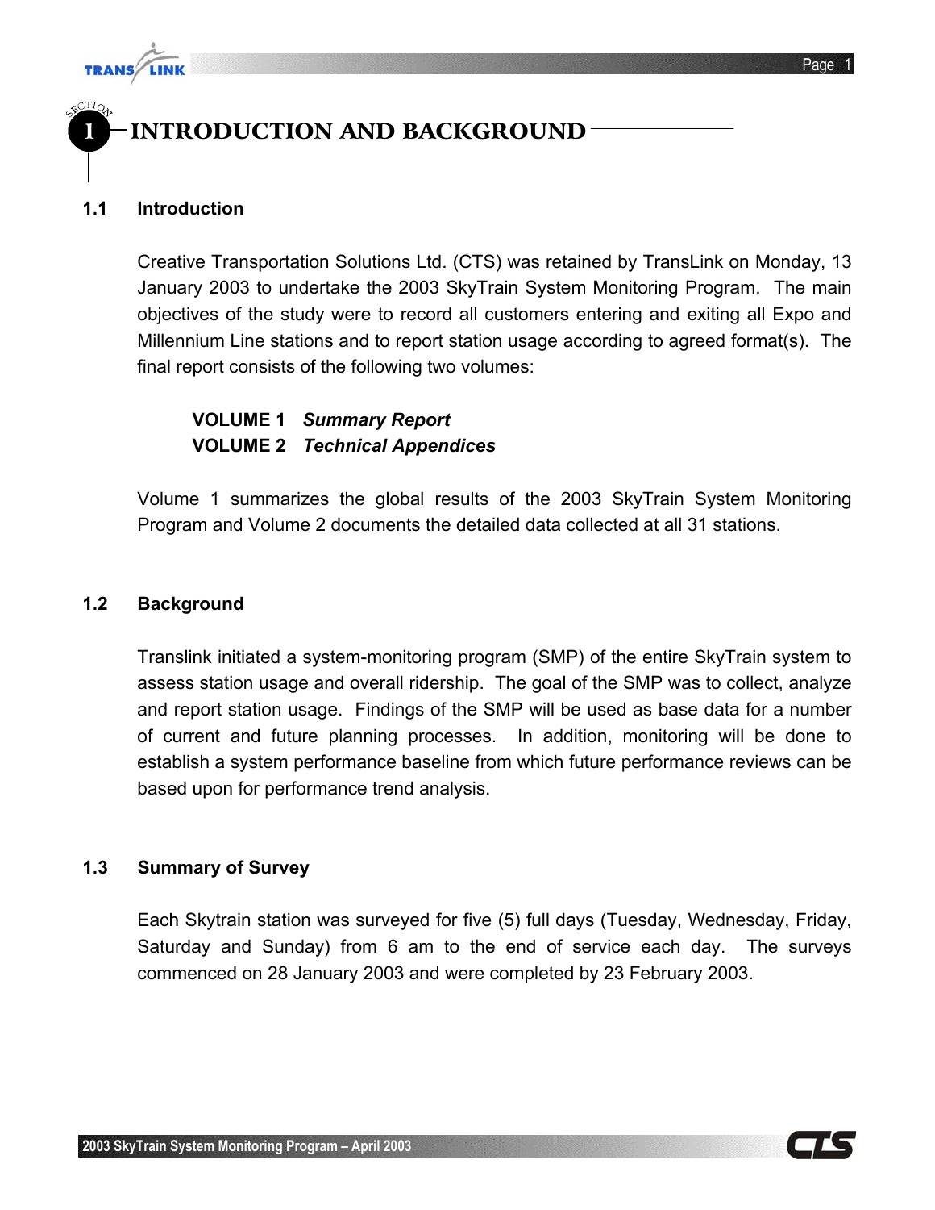# SECTION 1 INTRODUCTION AND BACKGROUND

## 1.1 Introduction

Creative Transportation Solutions Ltd. (CTS) was retained by TransLink on Monday, 13 January 2003 to undertake the 2003 SkyTrain System Monitoring Program. The main objectives of the study were to record all customers entering and exiting all Expo and Millennium Line stations and to report station usage according to agreed format(s). The final report consists of the following two volumes:

**VOLUME 1** ***Summary Report***
**VOLUME 2** ***Technical Appendices***

Volume 1 summarizes the global results of the 2003 SkyTrain System Monitoring Program and Volume 2 documents the detailed data collected at all 31 stations.

## 1.2 Background

Translink initiated a system-monitoring program (SMP) of the entire SkyTrain system to assess station usage and overall ridership. The goal of the SMP was to collect, analyze and report station usage. Findings of the SMP will be used as base data for a number of current and future planning processes. In addition, monitoring will be done to establish a system performance baseline from which future performance reviews can be based upon for performance trend analysis.

## 1.3 Summary of Survey

Each Skytrain station was surveyed for five (5) full days (Tuesday, Wednesday, Friday, Saturday and Sunday) from 6 am to the end of service each day. The surveys commenced on 28 January 2003 and were completed by 23 February 2003.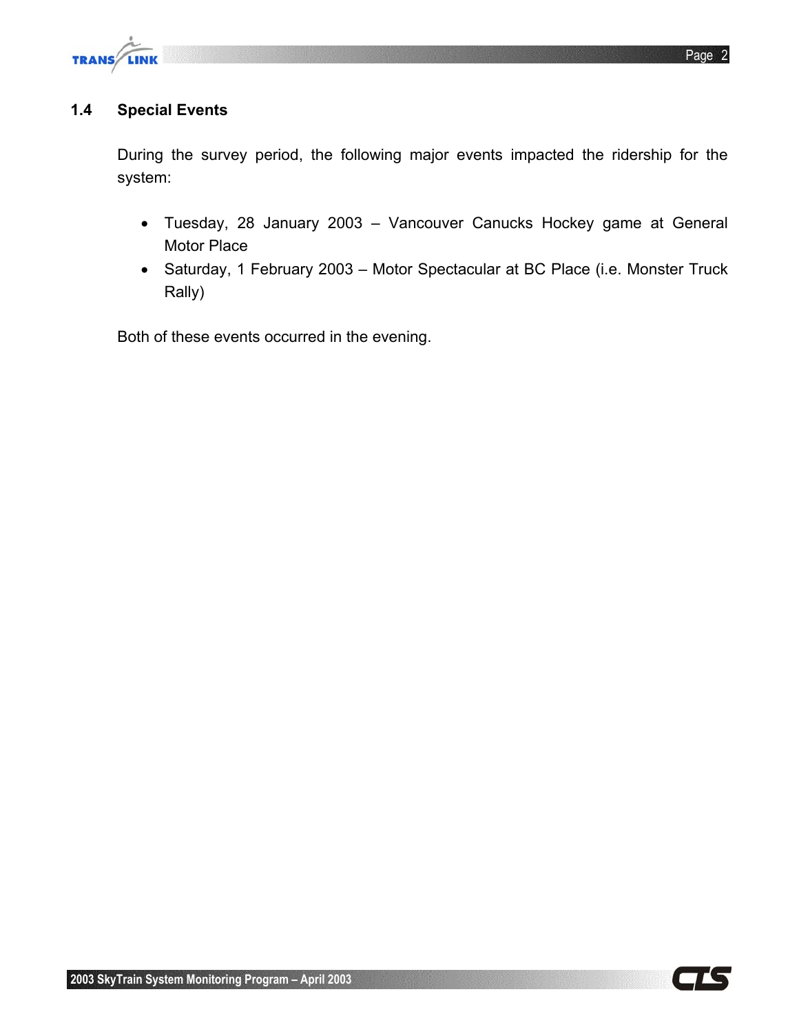## 1.4 Special Events

During the survey period, the following major events impacted the ridership for the system:

- Tuesday, 28 January 2003 – Vancouver Canucks Hockey game at General Motor Place
- Saturday, 1 February 2003 – Motor Spectacular at BC Place (i.e. Monster Truck Rally)

Both of these events occurred in the evening.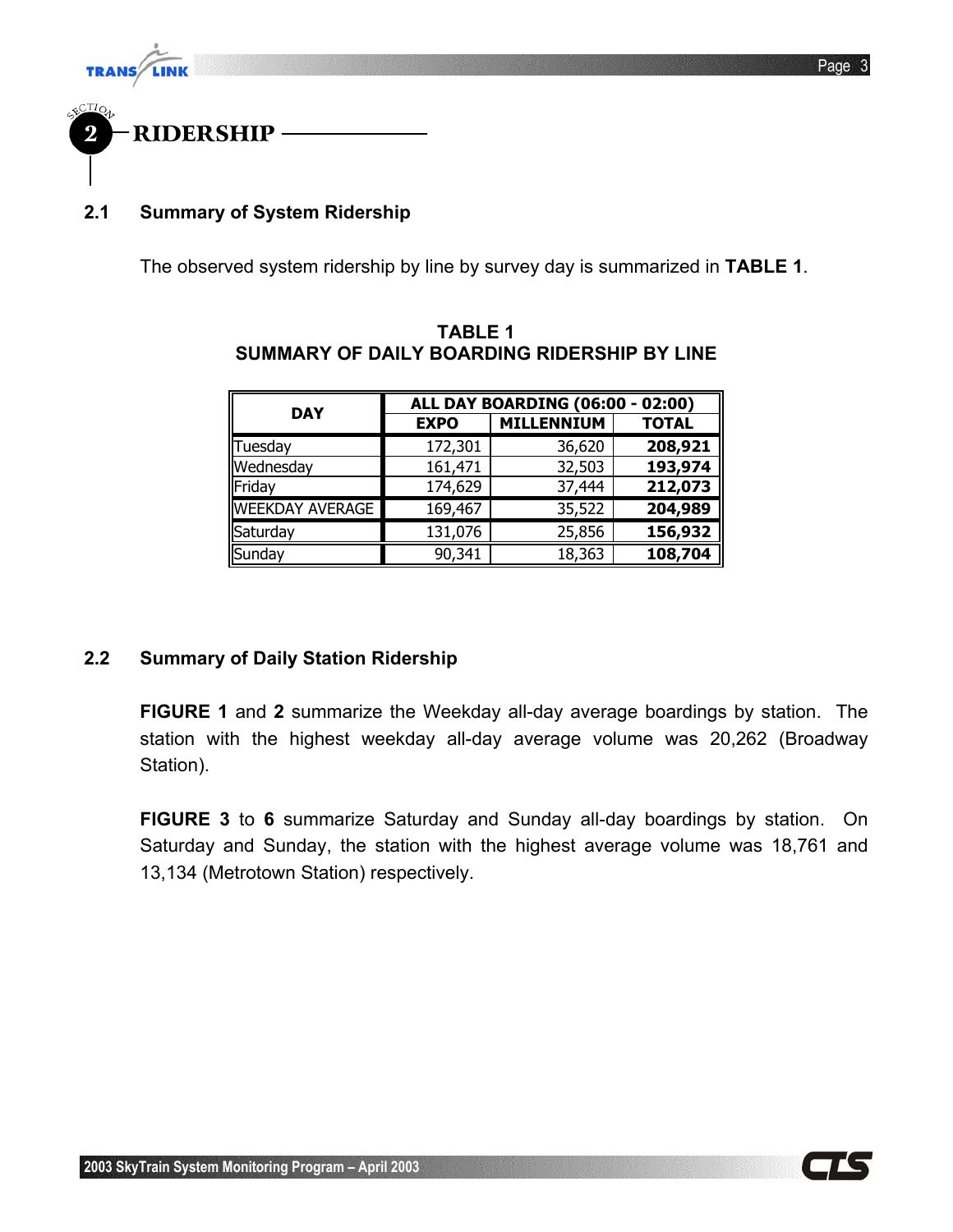# SECTION 2 RIDERSHIP

## 2.1 Summary of System Ridership

The observed system ridership by line by survey day is summarized in **TABLE 1**.

**TABLE 1**
**SUMMARY OF DAILY BOARDING RIDERSHIP BY LINE**

| DAY | ALL DAY BOARDING (06:00 - 02:00) | | |
|---|---|---|---|
| | EXPO | MILLENNIUM | TOTAL |
| Tuesday | 172,301 | 36,620 | **208,921** |
| Wednesday | 161,471 | 32,503 | **193,974** |
| Friday | 174,629 | 37,444 | **212,073** |
| WEEKDAY AVERAGE | 169,467 | 35,522 | **204,989** |
| Saturday | 131,076 | 25,856 | **156,932** |
| Sunday | 90,341 | 18,363 | **108,704** |

## 2.2 Summary of Daily Station Ridership

**FIGURE 1** and **2** summarize the Weekday all-day average boardings by station. The station with the highest weekday all-day average volume was 20,262 (Broadway Station).

**FIGURE 3** to **6** summarize Saturday and Sunday all-day boardings by station. On Saturday and Sunday, the station with the highest average volume was 18,761 and 13,134 (Metrotown Station) respectively.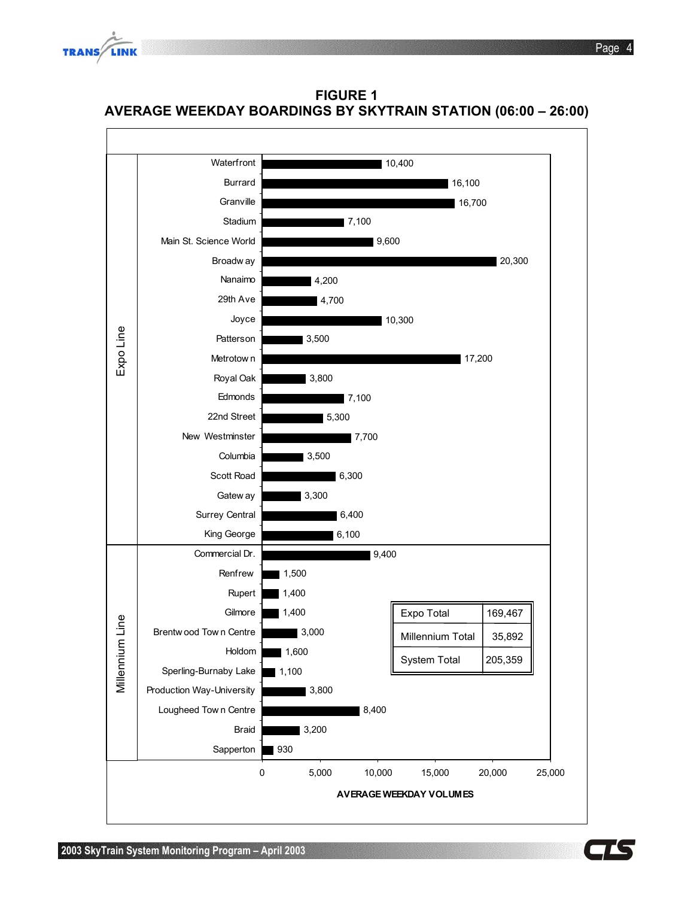# FIGURE 1
## AVERAGE WEEKDAY BOARDINGS BY SKYTRAIN STATION (06:00 – 26:00)

| Line | Station | Average Weekday Volumes |
|---|---|---|
| Expo Line | Waterfront | 10,400 |
| Expo Line | Burrard | 16,100 |
| Expo Line | Granville | 16,700 |
| Expo Line | Stadium | 7,100 |
| Expo Line | Main St. Science World | 9,600 |
| Expo Line | Broadway | 20,300 |
| Expo Line | Nanaimo | 4,200 |
| Expo Line | 29th Ave | 4,700 |
| Expo Line | Joyce | 10,300 |
| Expo Line | Patterson | 3,500 |
| Expo Line | Metrotown | 17,200 |
| Expo Line | Royal Oak | 3,800 |
| Expo Line | Edmonds | 7,100 |
| Expo Line | 22nd Street | 5,300 |
| Expo Line | New Westminster | 7,700 |
| Expo Line | Columbia | 3,500 |
| Expo Line | Scott Road | 6,300 |
| Expo Line | Gateway | 3,300 |
| Expo Line | Surrey Central | 6,400 |
| Expo Line | King George | 6,100 |
| Millennium Line | Commercial Dr. | 9,400 |
| Millennium Line | Renfrew | 1,500 |
| Millennium Line | Rupert | 1,400 |
| Millennium Line | Gilmore | 1,400 |
| Millennium Line | Brentwood Town Centre | 3,000 |
| Millennium Line | Holdom | 1,600 |
| Millennium Line | Sperling-Burnaby Lake | 1,100 |
| Millennium Line | Production Way-University | 3,800 |
| Millennium Line | Lougheed Town Centre | 8,400 |
| Millennium Line | Braid | 3,200 |
| Millennium Line | Sapperton | 930 |

| | |
|---|---|
| Expo Total | 169,467 |
| Millennium Total | 35,892 |
| System Total | 205,359 |

AVERAGE WEEKDAY VOLUMES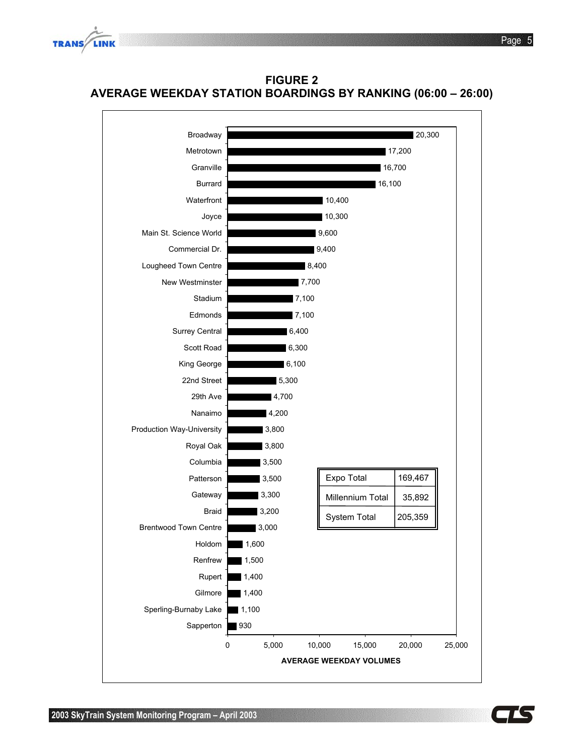# FIGURE 2
# AVERAGE WEEKDAY STATION BOARDINGS BY RANKING (06:00 – 26:00)

| Station | Average Weekday Volumes |
|---|---|
| Broadway | 20,300 |
| Metrotown | 17,200 |
| Granville | 16,700 |
| Burrard | 16,100 |
| Waterfront | 10,400 |
| Joyce | 10,300 |
| Main St. Science World | 9,600 |
| Commercial Dr. | 9,400 |
| Lougheed Town Centre | 8,400 |
| New Westminster | 7,700 |
| Stadium | 7,100 |
| Edmonds | 7,100 |
| Surrey Central | 6,400 |
| Scott Road | 6,300 |
| King George | 6,100 |
| 22nd Street | 5,300 |
| 29th Ave | 4,700 |
| Nanaimo | 4,200 |
| Production Way-University | 3,800 |
| Royal Oak | 3,800 |
| Columbia | 3,500 |
| Patterson | 3,500 |
| Gateway | 3,300 |
| Braid | 3,200 |
| Brentwood Town Centre | 3,000 |
| Holdom | 1,600 |
| Renfrew | 1,500 |
| Rupert | 1,400 |
| Gilmore | 1,400 |
| Sperling-Burnaby Lake | 1,100 |
| Sapperton | 930 |

| | |
|---|---|
| Expo Total | 169,467 |
| Millennium Total | 35,892 |
| System Total | 205,359 |

AVERAGE WEEKDAY VOLUMES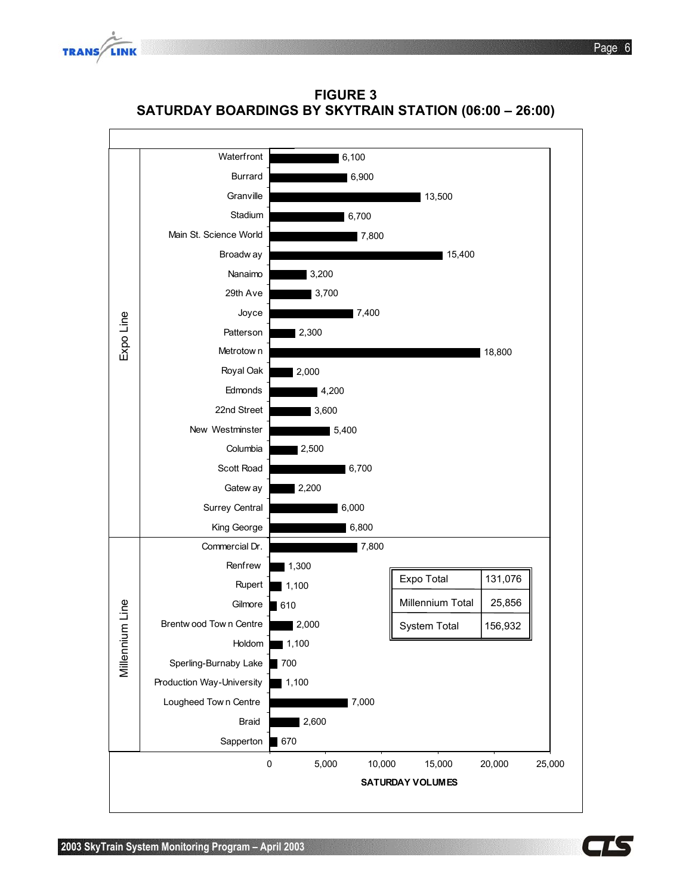**FIGURE 3**
**SATURDAY BOARDINGS BY SKYTRAIN STATION (06:00 – 26:00)**

| Line | Station | Saturday Volumes |
|---|---|---|
| Expo Line | Waterfront | 6,100 |
| Expo Line | Burrard | 6,900 |
| Expo Line | Granville | 13,500 |
| Expo Line | Stadium | 6,700 |
| Expo Line | Main St. Science World | 7,800 |
| Expo Line | Broadway | 15,400 |
| Expo Line | Nanaimo | 3,200 |
| Expo Line | 29th Ave | 3,700 |
| Expo Line | Joyce | 7,400 |
| Expo Line | Patterson | 2,300 |
| Expo Line | Metrotown | 18,800 |
| Expo Line | Royal Oak | 2,000 |
| Expo Line | Edmonds | 4,200 |
| Expo Line | 22nd Street | 3,600 |
| Expo Line | New Westminster | 5,400 |
| Expo Line | Columbia | 2,500 |
| Expo Line | Scott Road | 6,700 |
| Expo Line | Gateway | 2,200 |
| Expo Line | Surrey Central | 6,000 |
| Expo Line | King George | 6,800 |
| Millennium Line | Commercial Dr. | 7,800 |
| Millennium Line | Renfrew | 1,300 |
| Millennium Line | Rupert | 1,100 |
| Millennium Line | Gilmore | 610 |
| Millennium Line | Brentwood Town Centre | 2,000 |
| Millennium Line | Holdom | 1,100 |
| Millennium Line | Sperling-Burnaby Lake | 700 |
| Millennium Line | Production Way-University | 1,100 |
| Millennium Line | Lougheed Town Centre | 7,000 |
| Millennium Line | Braid | 2,600 |
| Millennium Line | Sapperton | 670 |

| | |
|---|---|
| Expo Total | 131,076 |
| Millennium Total | 25,856 |
| System Total | 156,932 |

SATURDAY VOLUMES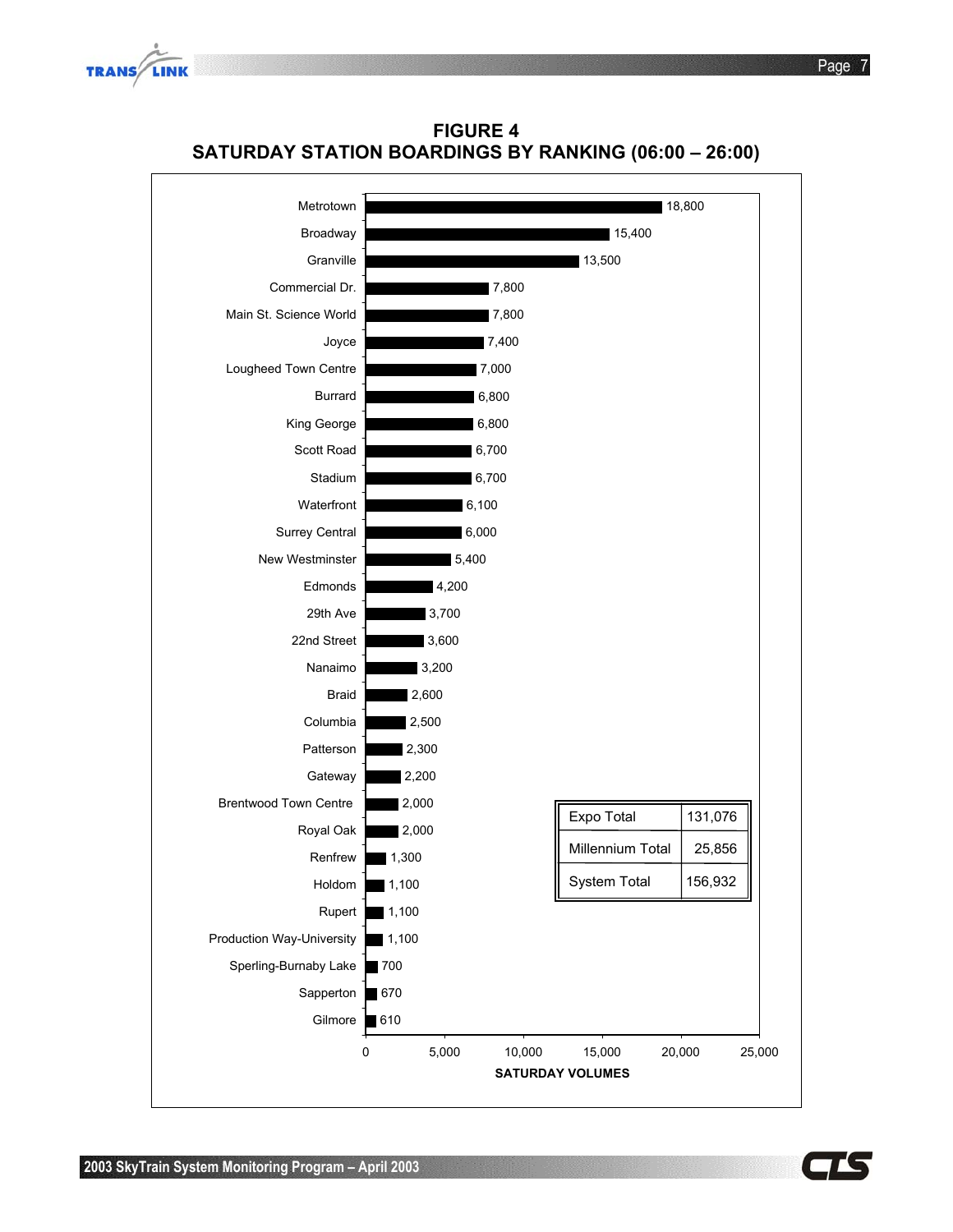# FIGURE 4
## SATURDAY STATION BOARDINGS BY RANKING (06:00 – 26:00)

| Station | Saturday Volumes |
|---|---|
| Metrotown | 18,800 |
| Broadway | 15,400 |
| Granville | 13,500 |
| Commercial Dr. | 7,800 |
| Main St. Science World | 7,800 |
| Joyce | 7,400 |
| Lougheed Town Centre | 7,000 |
| Burrard | 6,800 |
| King George | 6,800 |
| Scott Road | 6,700 |
| Stadium | 6,700 |
| Waterfront | 6,100 |
| Surrey Central | 6,000 |
| New Westminster | 5,400 |
| Edmonds | 4,200 |
| 29th Ave | 3,700 |
| 22nd Street | 3,600 |
| Nanaimo | 3,200 |
| Braid | 2,600 |
| Columbia | 2,500 |
| Patterson | 2,300 |
| Gateway | 2,200 |
| Brentwood Town Centre | 2,000 |
| Royal Oak | 2,000 |
| Renfrew | 1,300 |
| Holdom | 1,100 |
| Rupert | 1,100 |
| Production Way-University | 1,100 |
| Sperling-Burnaby Lake | 700 |
| Sapperton | 670 |
| Gilmore | 610 |

SATURDAY VOLUMES

| | |
|---|---|
| Expo Total | 131,076 |
| Millennium Total | 25,856 |
| System Total | 156,932 |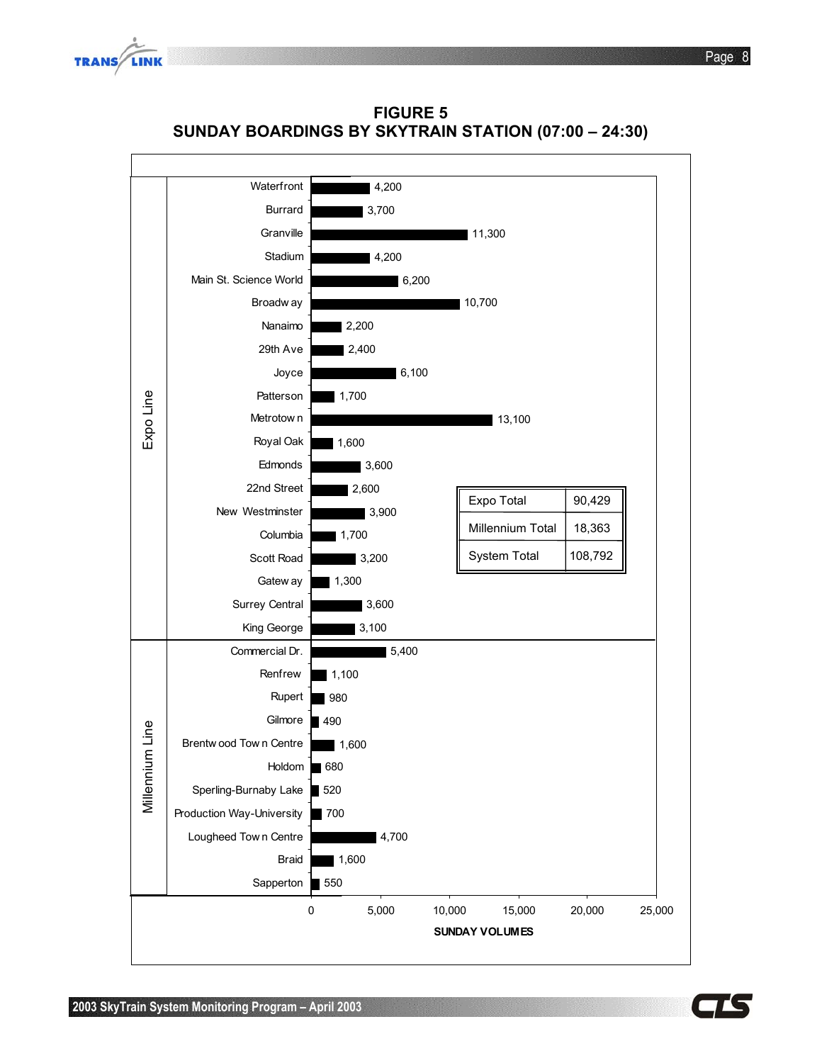# FIGURE 5
## SUNDAY BOARDINGS BY SKYTRAIN STATION (07:00 – 24:30)

| Line | Station | Sunday Volumes |
|---|---|---|
| Expo Line | Waterfront | 4,200 |
| | Burrard | 3,700 |
| | Granville | 11,300 |
| | Stadium | 4,200 |
| | Main St. Science World | 6,200 |
| | Broadway | 10,700 |
| | Nanaimo | 2,200 |
| | 29th Ave | 2,400 |
| | Joyce | 6,100 |
| | Patterson | 1,700 |
| | Metrotown | 13,100 |
| | Royal Oak | 1,600 |
| | Edmonds | 3,600 |
| | 22nd Street | 2,600 |
| | New Westminster | 3,900 |
| | Columbia | 1,700 |
| | Scott Road | 3,200 |
| | Gateway | 1,300 |
| | Surrey Central | 3,600 |
| | King George | 3,100 |
| Millennium Line | Commercial Dr. | 5,400 |
| | Renfrew | 1,100 |
| | Rupert | 980 |
| | Gilmore | 490 |
| | Brentwood Town Centre | 1,600 |
| | Holdom | 680 |
| | Sperling-Burnaby Lake | 520 |
| | Production Way-University | 700 |
| | Lougheed Town Centre | 4,700 |
| | Braid | 1,600 |
| | Sapperton | 550 |

| | |
|---|---|
| Expo Total | 90,429 |
| Millennium Total | 18,363 |
| System Total | 108,792 |

SUNDAY VOLUMES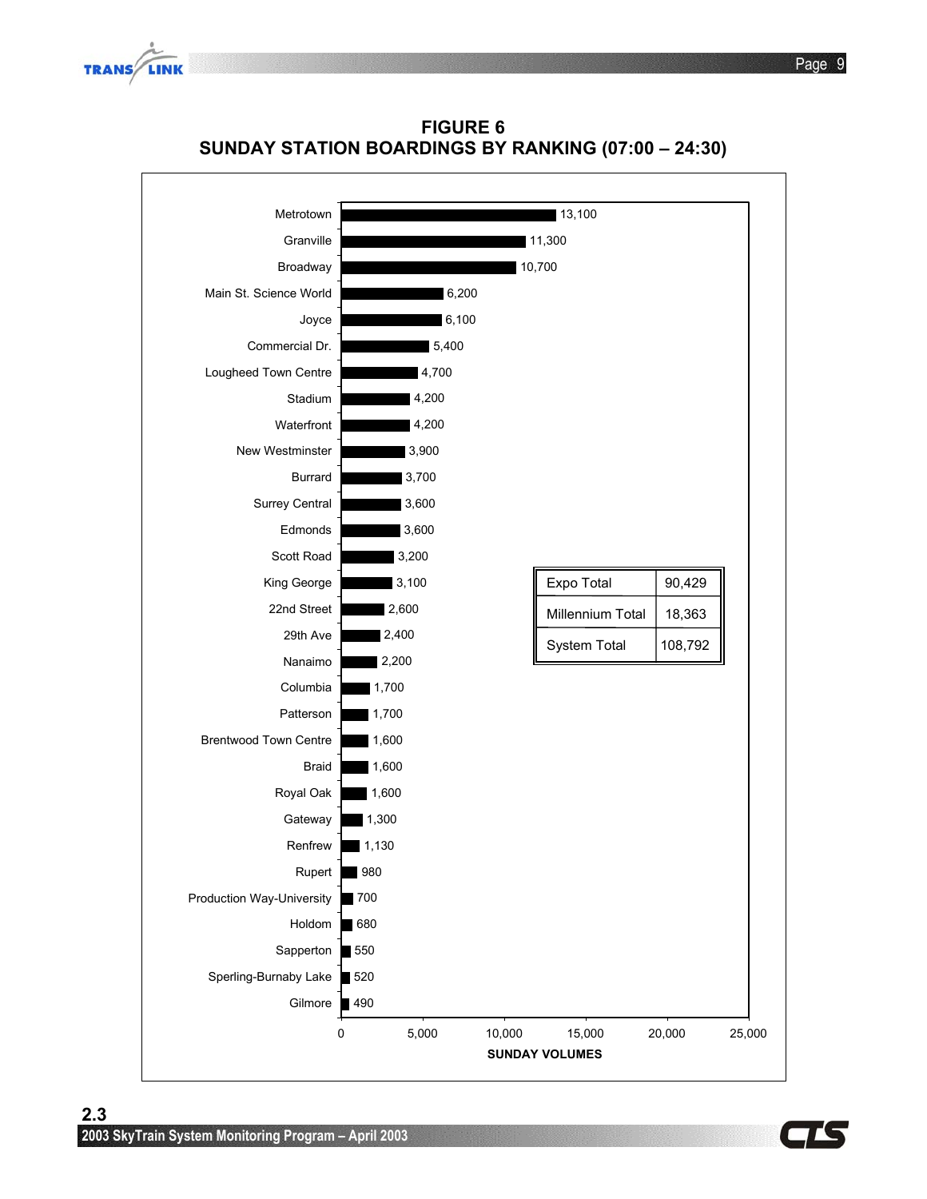# FIGURE 6
## SUNDAY STATION BOARDINGS BY RANKING (07:00 – 24:30)

| Station | Sunday Volumes |
|---|---|
| Metrotown | 13,100 |
| Granville | 11,300 |
| Broadway | 10,700 |
| Main St. Science World | 6,200 |
| Joyce | 6,100 |
| Commercial Dr. | 5,400 |
| Lougheed Town Centre | 4,700 |
| Stadium | 4,200 |
| Waterfront | 4,200 |
| New Westminster | 3,900 |
| Burrard | 3,700 |
| Surrey Central | 3,600 |
| Edmonds | 3,600 |
| Scott Road | 3,200 |
| King George | 3,100 |
| 22nd Street | 2,600 |
| 29th Ave | 2,400 |
| Nanaimo | 2,200 |
| Columbia | 1,700 |
| Patterson | 1,700 |
| Brentwood Town Centre | 1,600 |
| Braid | 1,600 |
| Royal Oak | 1,600 |
| Gateway | 1,300 |
| Renfrew | 1,130 |
| Rupert | 980 |
| Production Way-University | 700 |
| Holdom | 680 |
| Sapperton | 550 |
| Sperling-Burnaby Lake | 520 |
| Gilmore | 490 |

| | |
|---|---|
| Expo Total | 90,429 |
| Millennium Total | 18,363 |
| System Total | 108,792 |

## 2.3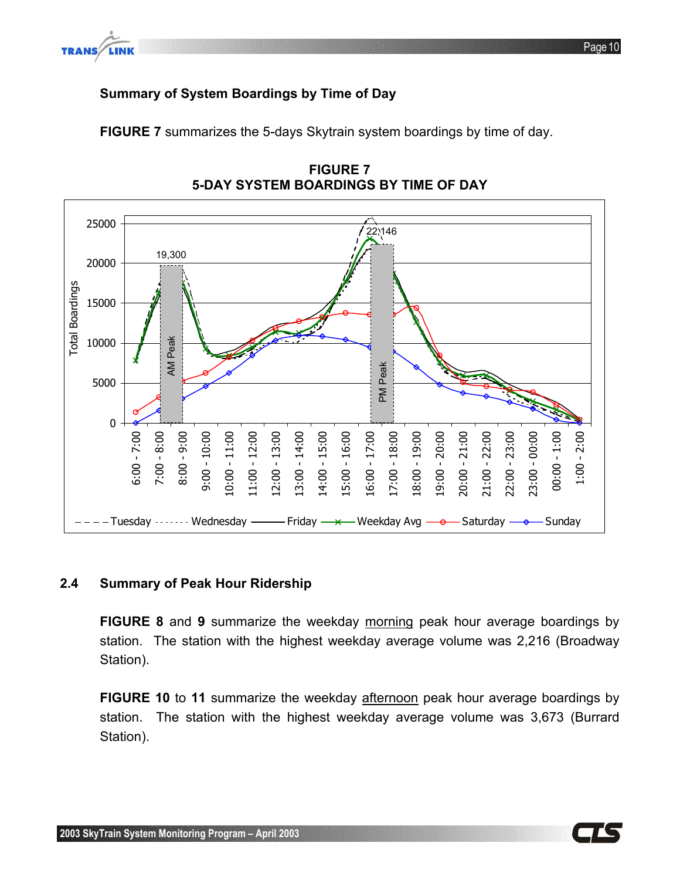**Summary of System Boardings by Time of Day**

**FIGURE 7** summarizes the 5-days Skytrain system boardings by time of day.

**FIGURE 7**
**5-DAY SYSTEM BOARDINGS BY TIME OF DAY**

## 2.4 Summary of Peak Hour Ridership

**FIGURE 8** and **9** summarize the weekday morning peak hour average boardings by station. The station with the highest weekday average volume was 2,216 (Broadway Station).

**FIGURE 10** to **11** summarize the weekday afternoon peak hour average boardings by station. The station with the highest weekday average volume was 3,673 (Burrard Station).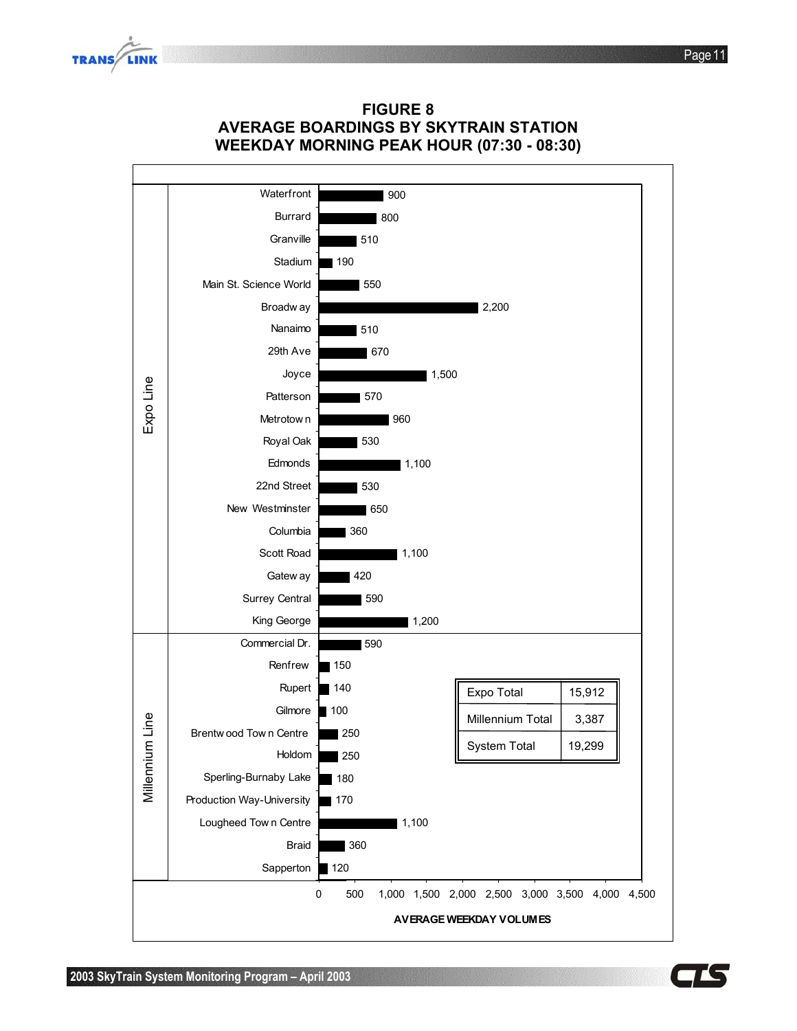# FIGURE 8
# AVERAGE BOARDINGS BY SKYTRAIN STATION
# WEEKDAY MORNING PEAK HOUR (07:30 - 08:30)

| Line | Station | Average Boardings |
|---|---|---|
| Expo Line | Waterfront | 900 |
| | Burrard | 800 |
| | Granville | 510 |
| | Stadium | 190 |
| | Main St. Science World | 550 |
| | Broadway | 2,200 |
| | Nanaimo | 510 |
| | 29th Ave | 670 |
| | Joyce | 1,500 |
| | Patterson | 570 |
| | Metrotown | 960 |
| | Royal Oak | 530 |
| | Edmonds | 1,100 |
| | 22nd Street | 530 |
| | New Westminster | 650 |
| | Columbia | 360 |
| | Scott Road | 1,100 |
| | Gateway | 420 |
| | Surrey Central | 590 |
| | King George | 1,200 |
| Millennium Line | Commercial Dr. | 590 |
| | Renfrew | 150 |
| | Rupert | 140 |
| | Gilmore | 100 |
| | Brentwood Town Centre | 250 |
| | Holdom | 250 |
| | Sperling-Burnaby Lake | 180 |
| | Production Way-University | 170 |
| | Lougheed Town Centre | 1,100 |
| | Braid | 360 |
| | Sapperton | 120 |

| | |
|---|---|
| Expo Total | 15,912 |
| Millennium Total | 3,387 |
| System Total | 19,299 |

AVERAGE WEEKDAY VOLUMES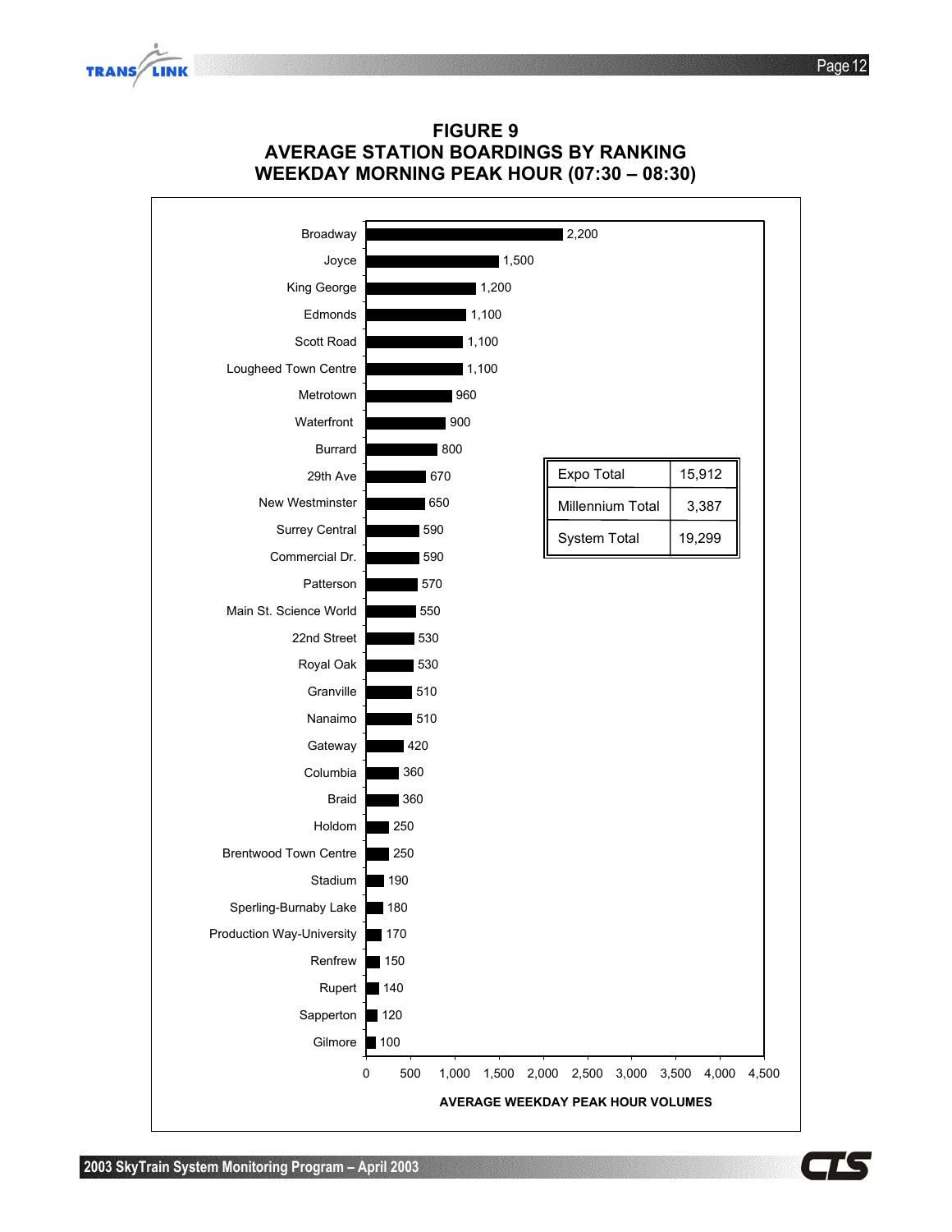# FIGURE 9
# AVERAGE STATION BOARDINGS BY RANKING
# WEEKDAY MORNING PEAK HOUR (07:30 – 08:30)

| Station | Average Weekday Peak Hour Volumes |
|---|---|
| Broadway | 2,200 |
| Joyce | 1,500 |
| King George | 1,200 |
| Edmonds | 1,100 |
| Scott Road | 1,100 |
| Lougheed Town Centre | 1,100 |
| Metrotown | 960 |
| Waterfront | 900 |
| Burrard | 800 |
| 29th Ave | 670 |
| New Westminster | 650 |
| Surrey Central | 590 |
| Commercial Dr. | 590 |
| Patterson | 570 |
| Main St. Science World | 550 |
| 22nd Street | 530 |
| Royal Oak | 530 |
| Granville | 510 |
| Nanaimo | 510 |
| Gateway | 420 |
| Columbia | 360 |
| Braid | 360 |
| Holdom | 250 |
| Brentwood Town Centre | 250 |
| Stadium | 190 |
| Sperling-Burnaby Lake | 180 |
| Production Way-University | 170 |
| Renfrew | 150 |
| Rupert | 140 |
| Sapperton | 120 |
| Gilmore | 100 |

| | |
|---|---|
| Expo Total | 15,912 |
| Millennium Total | 3,387 |
| System Total | 19,299 |

AVERAGE WEEKDAY PEAK HOUR VOLUMES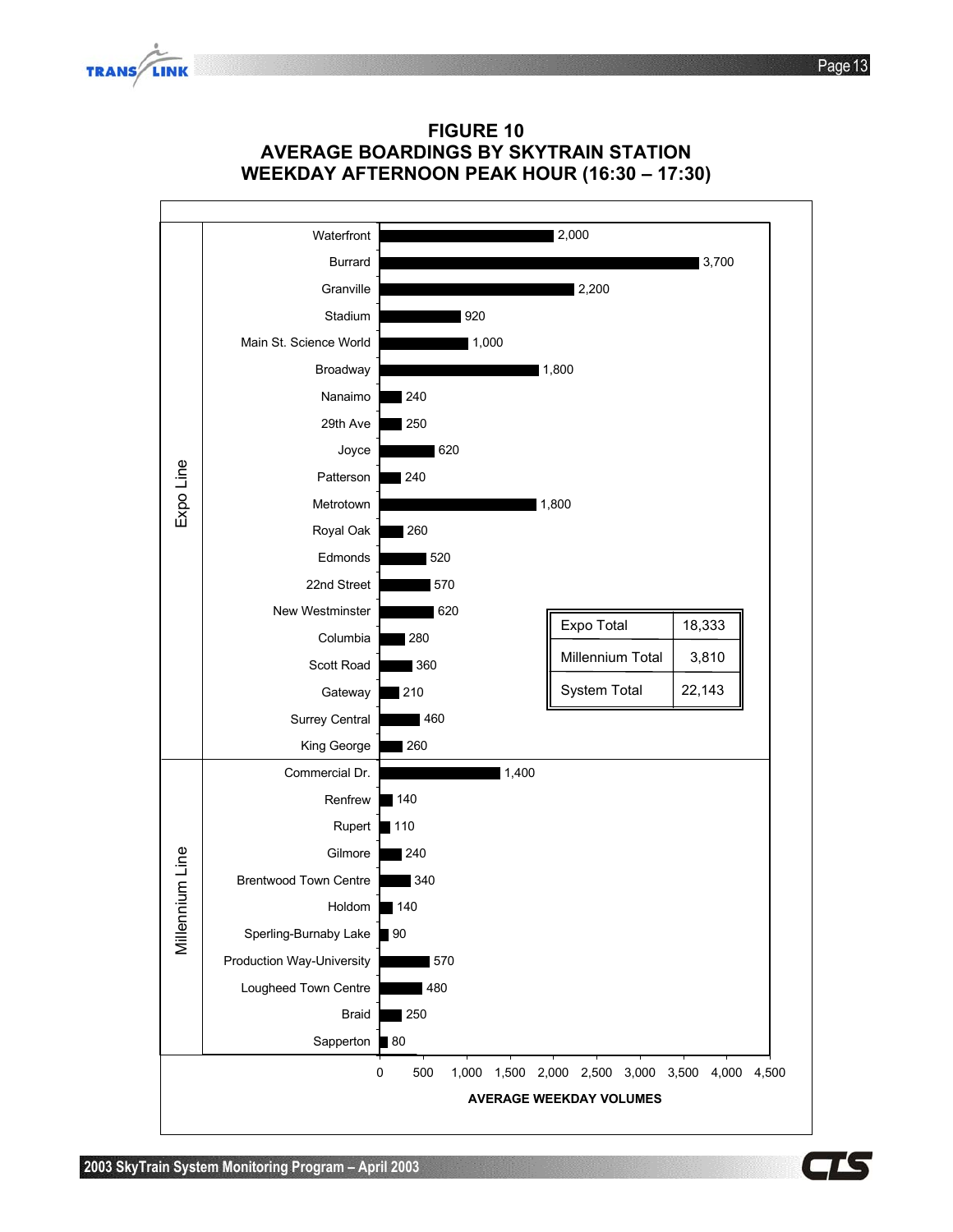# FIGURE 10
## AVERAGE BOARDINGS BY SKYTRAIN STATION
## WEEKDAY AFTERNOON PEAK HOUR (16:30 – 17:30)

| Line | Station | Average Weekday Volumes |
|---|---|---|
| Expo Line | Waterfront | 2,000 |
| | Burrard | 3,700 |
| | Granville | 2,200 |
| | Stadium | 920 |
| | Main St. Science World | 1,000 |
| | Broadway | 1,800 |
| | Nanaimo | 240 |
| | 29th Ave | 250 |
| | Joyce | 620 |
| | Patterson | 240 |
| | Metrotown | 1,800 |
| | Royal Oak | 260 |
| | Edmonds | 520 |
| | 22nd Street | 570 |
| | New Westminster | 620 |
| | Columbia | 280 |
| | Scott Road | 360 |
| | Gateway | 210 |
| | Surrey Central | 460 |
| | King George | 260 |
| Millennium Line | Commercial Dr. | 1,400 |
| | Renfrew | 140 |
| | Rupert | 110 |
| | Gilmore | 240 |
| | Brentwood Town Centre | 340 |
| | Holdom | 140 |
| | Sperling-Burnaby Lake | 90 |
| | Production Way-University | 570 |
| | Lougheed Town Centre | 480 |
| | Braid | 250 |
| | Sapperton | 80 |

| | |
|---|---|
| Expo Total | 18,333 |
| Millennium Total | 3,810 |
| System Total | 22,143 |

AVERAGE WEEKDAY VOLUMES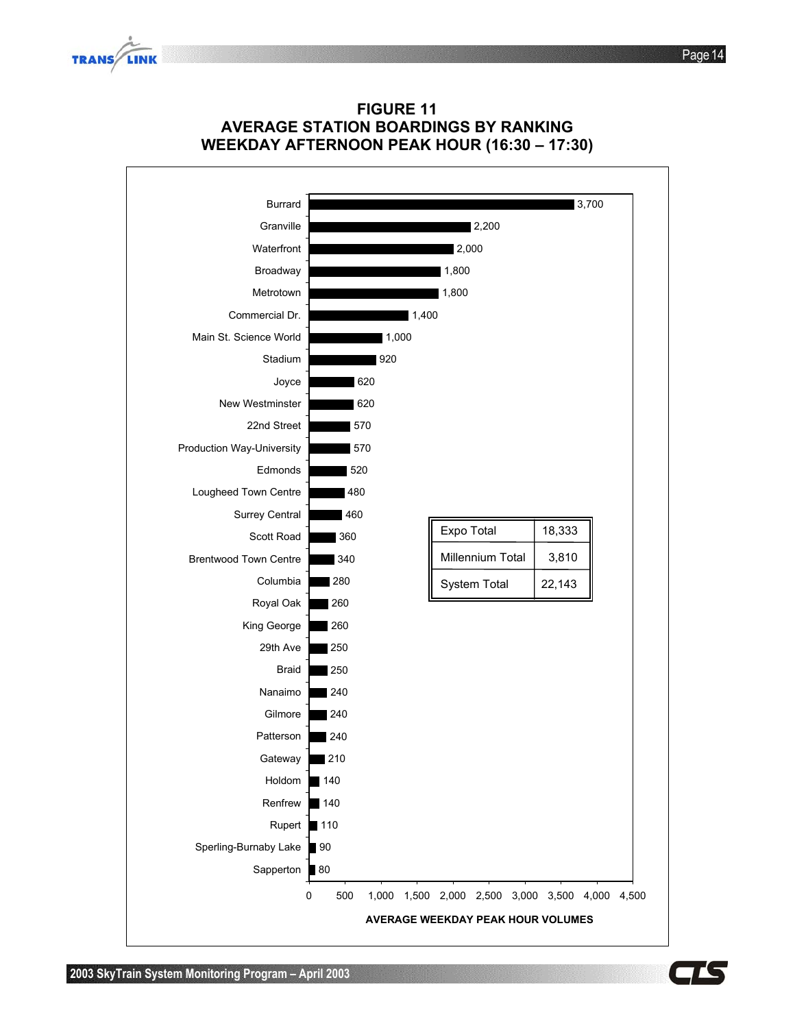# FIGURE 11
# AVERAGE STATION BOARDINGS BY RANKING
# WEEKDAY AFTERNOON PEAK HOUR (16:30 – 17:30)

| Station | Average Weekday Peak Hour Volumes |
|---|---|
| Burrard | 3,700 |
| Granville | 2,200 |
| Waterfront | 2,000 |
| Broadway | 1,800 |
| Metrotown | 1,800 |
| Commercial Dr. | 1,400 |
| Main St. Science World | 1,000 |
| Stadium | 920 |
| Joyce | 620 |
| New Westminster | 620 |
| 22nd Street | 570 |
| Production Way-University | 570 |
| Edmonds | 520 |
| Lougheed Town Centre | 480 |
| Surrey Central | 460 |
| Scott Road | 360 |
| Brentwood Town Centre | 340 |
| Columbia | 280 |
| Royal Oak | 260 |
| King George | 260 |
| 29th Ave | 250 |
| Braid | 250 |
| Nanaimo | 240 |
| Gilmore | 240 |
| Patterson | 240 |
| Gateway | 210 |
| Holdom | 140 |
| Renfrew | 140 |
| Rupert | 110 |
| Sperling-Burnaby Lake | 90 |
| Sapperton | 80 |

| | |
|---|---|
| Expo Total | 18,333 |
| Millennium Total | 3,810 |
| System Total | 22,143 |

AVERAGE WEEKDAY PEAK HOUR VOLUMES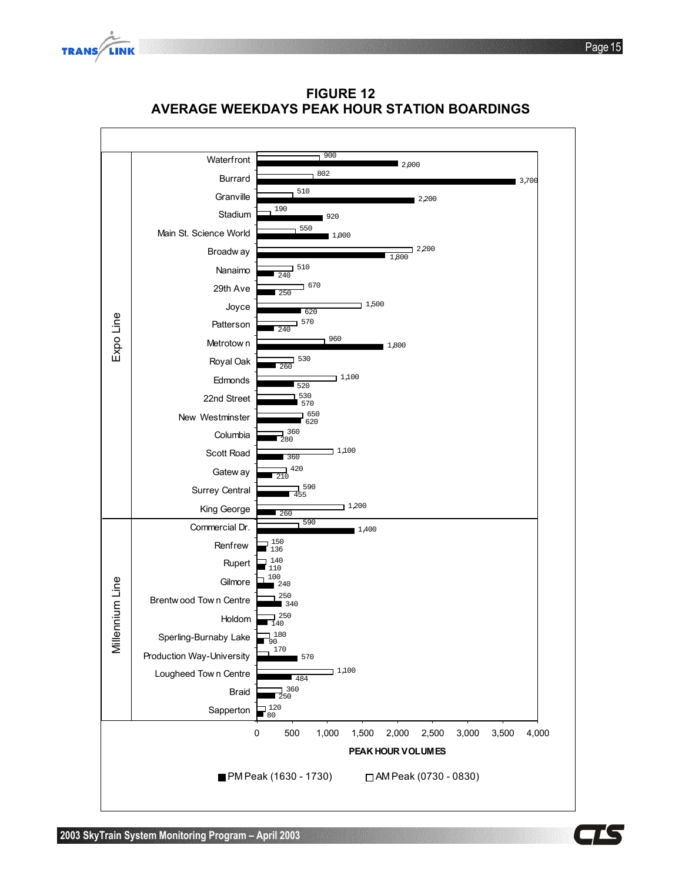# FIGURE 12
# AVERAGE WEEKDAYS PEAK HOUR STATION BOARDINGS

Expo Line

Waterfront 900 2,000
Burrard 802 3,700
Granville 510 2,200
Stadium 190 920
Main St. Science World 550 1,000
Broadway 2,200 1,800
Nanaimo 510 240
29th Ave 670 250
Joyce 1,500 620
Patterson 570 240
Metrotown 960 1,800
Royal Oak 530 260
Edmonds 1,100 520
22nd Street 530 570
New Westminster 650 620
Columbia 360 280
Scott Road 1,100 360
Gateway 420 210
Surrey Central 590 455
King George 1,200 260

Millennium Line

Commercial Dr. 590 1,400
Renfrew 150 136
Rupert 140 110
Gilmore 100 240
Brentwood Town Centre 250 340
Holdom 250 140
Sperling-Burnaby Lake 180 90
Production Way-University 170 570
Lougheed Town Centre 1,100 484
Braid 360 250
Sapperton 120 80

0 500 1,000 1,500 2,000 2,500 3,000 3,500 4,000

PEAK HOUR VOLUMES

■ PM Peak (1630 - 1730) □ AM Peak (0730 - 0830)